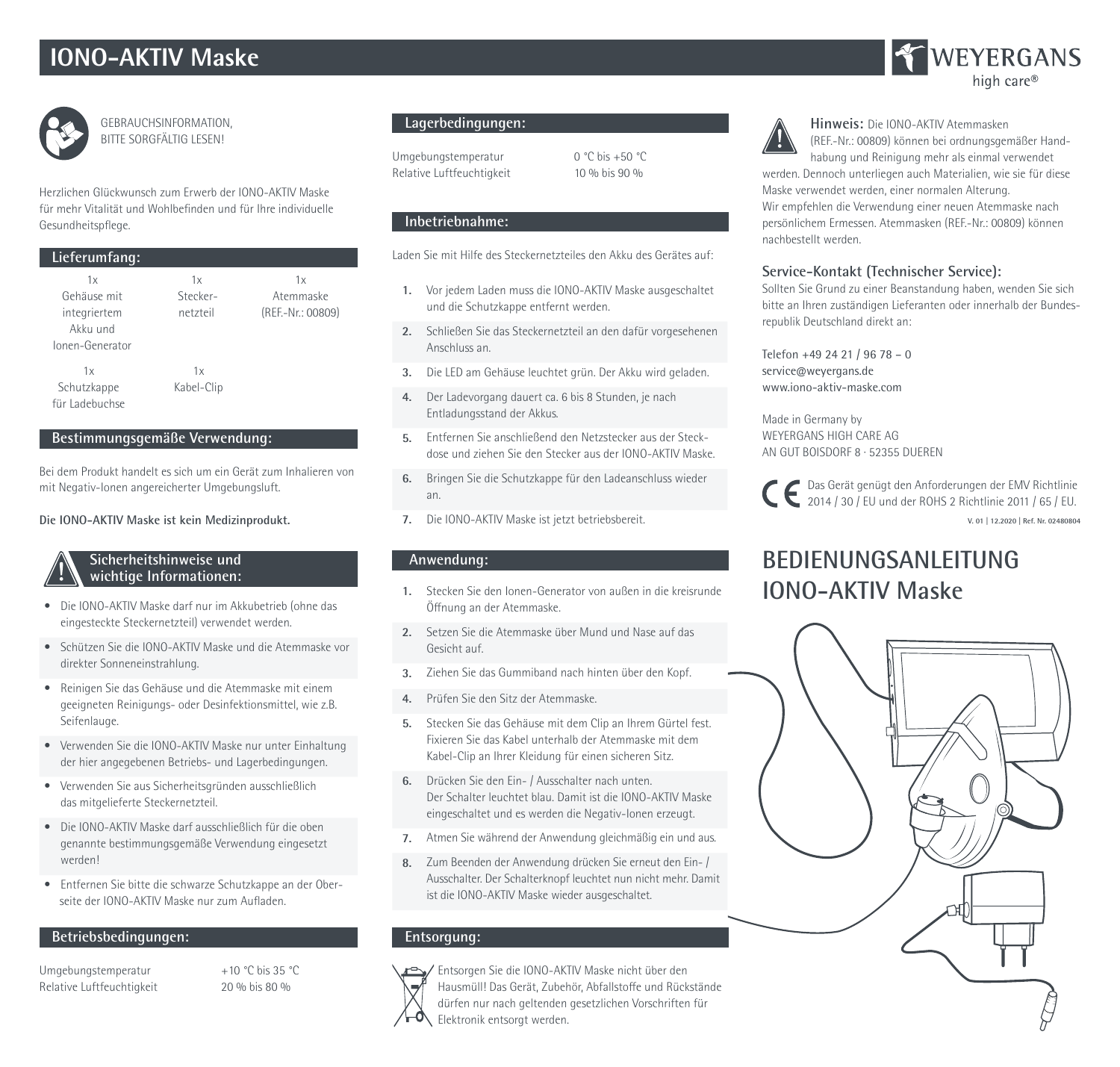# IONO-AKTIV Maske

WEYERGANS high care®

GEBRAUCHSINFORMATION, BITTE SORGFÄLTIG LESEN!

Herzlichen Glückwunsch zum Erwerb der IONO-AKTIV Maske für mehr Vitalität und Wohlbefinden und für Ihre individuelle Gesundheitspflege.

## Lieferumfang:

| | | |
|---|---|---|
| 1x Gehäuse mit integriertem Akku und Ionen-Generator | 1x Steckernetzteil | 1x Atemmaske (REF.-Nr.: 00809) |
| 1x Schutzkappe für Ladebuchse | 1x Kabel-Clip | |

## Bestimmungsgemäße Verwendung:

Bei dem Produkt handelt es sich um ein Gerät zum Inhalieren von mit Negativ-Ionen angereicherter Umgebungsluft.

**Die IONO-AKTIV Maske ist kein Medizinprodukt.**

## Sicherheitshinweise und wichtige Informationen:

- Die IONO-AKTIV Maske darf nur im Akkubetrieb (ohne das eingesteckte Steckernetzteil) verwendet werden.
- Schützen Sie die IONO-AKTIV Maske und die Atemmaske vor direkter Sonneneinstrahlung.
- Reinigen Sie das Gehäuse und die Atemmaske mit einem geeigneten Reinigungs- oder Desinfektionsmittel, wie z.B. Seifenlauge.
- Verwenden Sie die IONO-AKTIV Maske nur unter Einhaltung der hier angegebenen Betriebs- und Lagerbedingungen.
- Verwenden Sie aus Sicherheitsgründen ausschließlich das mitgelieferte Steckernetzteil.
- Die IONO-AKTIV Maske darf ausschließlich für die oben genannte bestimmungsgemäße Verwendung eingesetzt werden!
- Entfernen Sie bitte die schwarze Schutzkappe an der Oberseite der IONO-AKTIV Maske nur zum Aufladen.

## Betriebsbedingungen:

| | |
|---|---|
| Umgebungstemperatur | +10 °C bis 35 °C |
| Relative Luftfeuchtigkeit | 20 % bis 80 % |

## Lagerbedingungen:

| | |
|---|---|
| Umgebungstemperatur | 0 °C bis +50 °C |
| Relative Luftfeuchtigkeit | 10 % bis 90 % |

## Inbetriebnahme:

Laden Sie mit Hilfe des Steckernetzteiles den Akku des Gerätes auf:

1. Vor jedem Laden muss die IONO-AKTIV Maske ausgeschaltet und die Schutzkappe entfernt werden.
2. Schließen Sie das Steckernetzteil an den dafür vorgesehenen Anschluss an.
3. Die LED am Gehäuse leuchtet grün. Der Akku wird geladen.
4. Der Ladevorgang dauert ca. 6 bis 8 Stunden, je nach Entladungsstand der Akkus.
5. Entfernen Sie anschließend den Netzstecker aus der Steckdose und ziehen Sie den Stecker aus der IONO-AKTIV Maske.
6. Bringen Sie die Schutzkappe für den Ladeanschluss wieder an.
7. Die IONO-AKTIV Maske ist jetzt betriebsbereit.

## Anwendung:

1. Stecken Sie den Ionen-Generator von außen in die kreisrunde Öffnung an der Atemmaske.
2. Setzen Sie die Atemmaske über Mund und Nase auf das Gesicht auf.
3. Ziehen Sie das Gummiband nach hinten über den Kopf.
4. Prüfen Sie den Sitz der Atemmaske.
5. Stecken Sie das Gehäuse mit dem Clip an Ihrem Gürtel fest. Fixieren Sie das Kabel unterhalb der Atemmaske mit dem Kabel-Clip an Ihrer Kleidung für einen sicheren Sitz.
6. Drücken Sie den Ein- / Ausschalter nach unten. Der Schalter leuchtet blau. Damit ist die IONO-AKTIV Maske eingeschaltet und es werden die Negativ-Ionen erzeugt.
7. Atmen Sie während der Anwendung gleichmäßig ein und aus.
8. Zum Beenden der Anwendung drücken Sie erneut den Ein- / Ausschalter. Der Schalterknopf leuchtet nun nicht mehr. Damit ist die IONO-AKTIV Maske wieder ausgeschaltet.

## Entsorgung:

Entsorgen Sie die IONO-AKTIV Maske nicht über den Hausmüll! Das Gerät, Zubehör, Abfallstoffe und Rückstände dürfen nur nach geltenden gesetzlichen Vorschriften für Elektronik entsorgt werden.

**Hinweis:** Die IONO-AKTIV Atemmasken (REF.-Nr.: 00809) können bei ordnungsgemäßer Handhabung und Reinigung mehr als einmal verwendet werden. Dennoch unterliegen auch Materialien, wie sie für diese Maske verwendet werden, einer normalen Alterung. Wir empfehlen die Verwendung einer neuen Atemmaske nach persönlichem Ermessen. Atemmasken (REF.-Nr.: 00809) können nachbestellt werden.

### Service-Kontakt (Technischer Service):

Sollten Sie Grund zu einer Beanstandung haben, wenden Sie sich bitte an Ihren zuständigen Lieferanten oder innerhalb der Bundesrepublik Deutschland direkt an:

Telefon +49 24 21 / 96 78 – 0
service@weyergans.de
www.iono-aktiv-maske.com

Made in Germany by
WEYERGANS HIGH CARE AG
AN GUT BOISDORF 8 · 52355 DUEREN

Das Gerät genügt den Anforderungen der EMV Richtlinie 2014 / 30 / EU und der ROHS 2 Richtlinie 2011 / 65 / EU.

V. 01 | 12.2020 | Ref. Nr. 02480804

# BEDIENUNGSANLEITUNG IONO-AKTIV Maske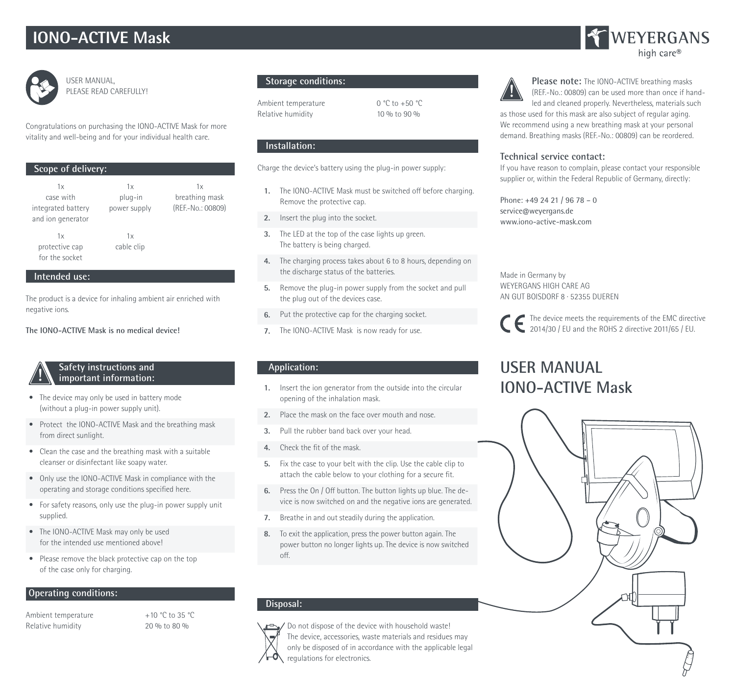# IONO-ACTIVE Mask

WEYERGANS
high care®

USER MANUAL,
PLEASE READ CAREFULLY!

Congratulations on purchasing the IONO-ACTIVE Mask for more vitality and well-being and for your individual health care.

## Scope of delivery:

| | | |
|---|---|---|
| 1x case with integrated battery and ion generator | 1x plug-in power supply | 1x breathing mask (REF.-No.: 00809) |
| 1x protective cap for the socket | 1x cable clip | |

## Intended use:

The product is a device for inhaling ambient air enriched with negative ions.

**The IONO-ACTIVE Mask is no medical device!**

## Safety instructions and important information:

- The device may only be used in battery mode (without a plug-in power supply unit).
- Protect the IONO-ACTIVE Mask and the breathing mask from direct sunlight.
- Clean the case and the breathing mask with a suitable cleanser or disinfectant like soapy water.
- Only use the IONO-ACTIVE Mask in compliance with the operating and storage conditions specified here.
- For safety reasons, only use the plug-in power supply unit supplied.
- The IONO-ACTIVE Mask may only be used for the intended use mentioned above!
- Please remove the black protective cap on the top of the case only for charging.

## Operating conditions:

| | |
|---|---|
| Ambient temperature | +10 °C to 35 °C |
| Relative humidity | 20 % to 80 % |

## Storage conditions:

| | |
|---|---|
| Ambient temperature | 0 °C to +50 °C |
| Relative humidity | 10 % to 90 % |

## Installation:

Charge the device's battery using the plug-in power supply:

1. The IONO-ACTIVE Mask must be switched off before charging. Remove the protective cap.
2. Insert the plug into the socket.
3. The LED at the top of the case lights up green. The battery is being charged.
4. The charging process takes about 6 to 8 hours, depending on the discharge status of the batteries.
5. Remove the plug-in power supply from the socket and pull the plug out of the devices case.
6. Put the protective cap for the charging socket.
7. The IONO-ACTIVE Mask is now ready for use.

## Application:

1. Insert the ion generator from the outside into the circular opening of the inhalation mask.
2. Place the mask on the face over mouth and nose.
3. Pull the rubber band back over your head.
4. Check the fit of the mask.
5. Fix the case to your belt with the clip. Use the cable clip to attach the cable below to your clothing for a secure fit.
6. Press the On / Off button. The button lights up blue. The device is now switched on and the negative ions are generated.
7. Breathe in and out steadily during the application.
8. To exit the application, press the power button again. The power button no longer lights up. The device is now switched off.

## Disposal:

Do not dispose of the device with household waste! The device, accessories, waste materials and residues may only be disposed of in accordance with the applicable legal regulations for electronics.

**Please note:** The IONO-ACTIVE breathing masks (REF.-No.: 00809) can be used more than once if handled and cleaned properly. Nevertheless, materials such as those used for this mask are also subject of regular aging. We recommend using a new breathing mask at your personal demand. Breathing masks (REF.-No.: 00809) can be reordered.

### Technical service contact:

If you have reason to complain, please contact your responsible supplier or, within the Federal Republic of Germany, directly:

Phone: +49 24 21 / 96 78 – 0
service@weyergans.de
www.iono-active-mask.com

Made in Germany by
WEYERGANS HIGH CARE AG
AN GUT BOISDORF 8 · 52355 DUEREN

The device meets the requirements of the EMC directive 2014/30 / EU and the ROHS 2 directive 2011/65 / EU.

# USER MANUAL IONO-ACTIVE Mask